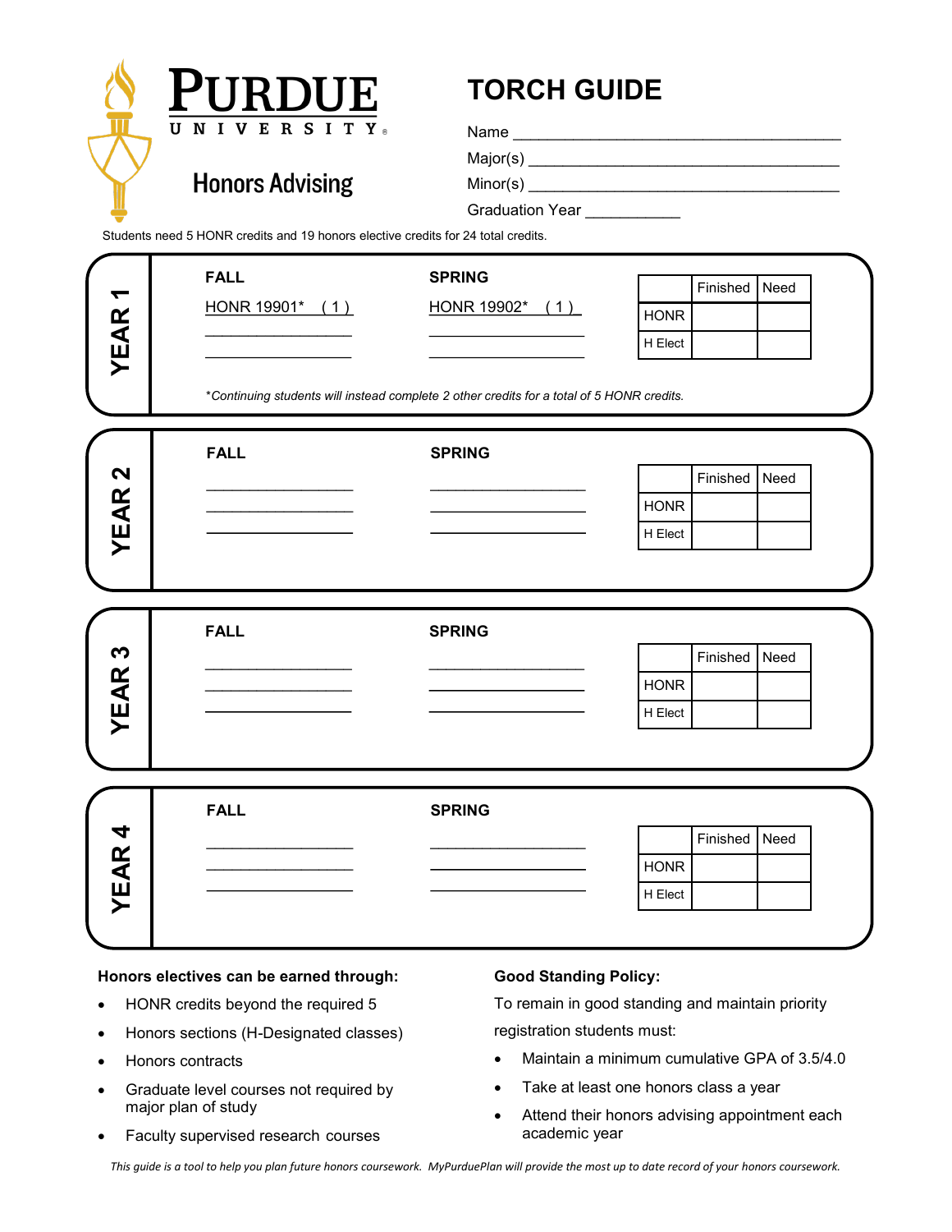# PURDUE UNIVERSITY

## Honors Advising

# TORCH GUIDE

Name ______________________________________

Major(s) ___________________________________

Minor(s) ___________________________________

Graduation Year ___________

Students need 5 HONR credits and 19 honors elective credits for 24 total credits.

## YEAR 1

| FALL | SPRING |
|---|---|
| HONR 19901* ( 1 ) | HONR 19902* ( 1 ) |
| ________________ | ________________ |
| ________________ | ________________ |

| | Finished | Need |
|---|---|---|
| HONR | | |
| H Elect | | |

*\*Continuing students will instead complete 2 other credits for a total of 5 HONR credits.*

## YEAR 2

| FALL | SPRING |
|---|---|
| ________________ | ________________ |
| ________________ | ________________ |
| ________________ | ________________ |

| | Finished | Need |
|---|---|---|
| HONR | | |
| H Elect | | |

## YEAR 3

| FALL | SPRING |
|---|---|
| ________________ | ________________ |
| ________________ | ________________ |
| ________________ | ________________ |

| | Finished | Need |
|---|---|---|
| HONR | | |
| H Elect | | |

## YEAR 4

| FALL | SPRING |
|---|---|
| ________________ | ________________ |
| ________________ | ________________ |
| ________________ | ________________ |

| | Finished | Need |
|---|---|---|
| HONR | | |
| H Elect | | |

**Honors electives can be earned through:**

- HONR credits beyond the required 5
- Honors sections (H-Designated classes)
- Honors contracts
- Graduate level courses not required by major plan of study
- Faculty supervised research courses

**Good Standing Policy:**

To remain in good standing and maintain priority registration students must:

- Maintain a minimum cumulative GPA of 3.5/4.0
- Take at least one honors class a year
- Attend their honors advising appointment each academic year

*This guide is a tool to help you plan future honors coursework. MyPurduePlan will provide the most up to date record of your honors coursework.*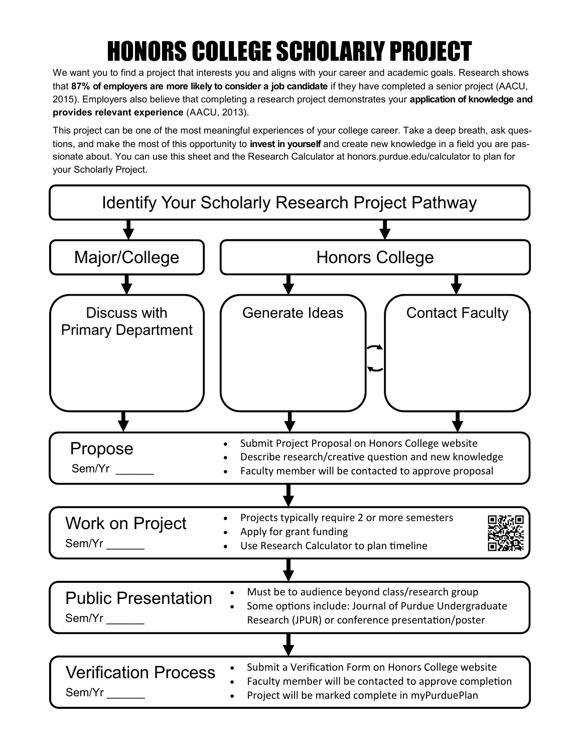# HONORS COLLEGE SCHOLARLY PROJECT

We want you to find a project that interests you and aligns with your career and academic goals. Research shows that **87% of employers are more likely to consider a job candidate** if they have completed a senior project (AACU, 2015). Employers also believe that completing a research project demonstrates your **application of knowledge and provides relevant experience** (AACU, 2013).

This project can be one of the most meaningful experiences of your college career. Take a deep breath, ask questions, and make the most of this opportunity to **invest in yourself** and create new knowledge in a field you are passionate about. You can use this sheet and the Research Calculator at honors.purdue.edu/calculator to plan for your Scholarly Project.

## Identify Your Scholarly Research Project Pathway

### Major/College

Discuss with Primary Department

### Honors College

Generate Ideas

Contact Faculty

### Propose

Sem/Yr ______

- Submit Project Proposal on Honors College website
- Describe research/creative question and new knowledge
- Faculty member will be contacted to approve proposal

### Work on Project

Sem/Yr ______

- Projects typically require 2 or more semesters
- Apply for grant funding
- Use Research Calculator to plan timeline

### Public Presentation

Sem/Yr ______

- Must be to audience beyond class/research group
- Some options include: Journal of Purdue Undergraduate Research (JPUR) or conference presentation/poster

### Verification Process

Sem/Yr ______

- Submit a Verification Form on Honors College website
- Faculty member will be contacted to approve completion
- Project will be marked complete in myPurduePlan